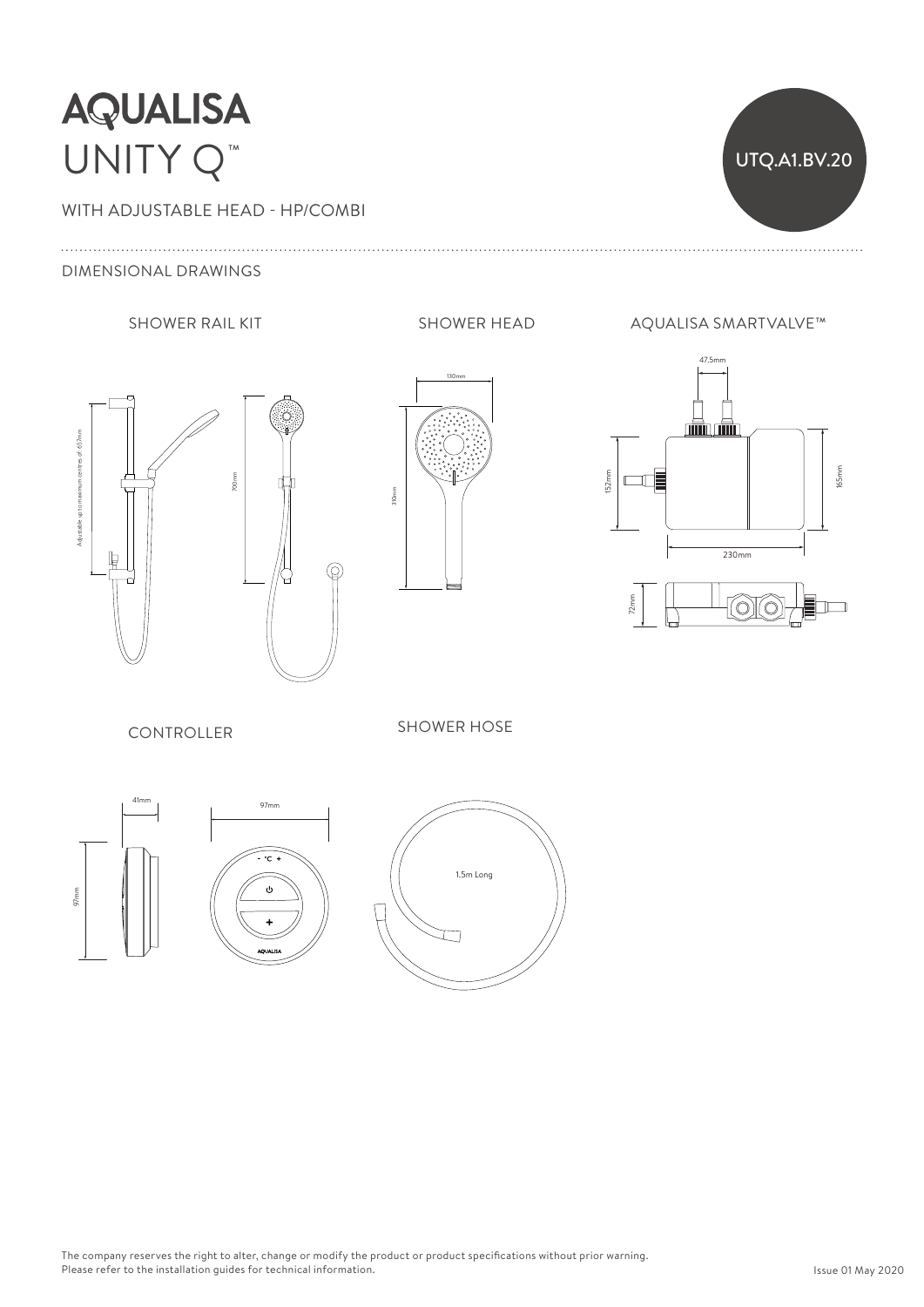# AQUALISA

# UNITY Q™

UTQ.A1.BV.20

WITH ADJUSTABLE HEAD - HP/COMBI

## DIMENSIONAL DRAWINGS

### SHOWER RAIL KIT

Adjustable up to maximum centres of: 657mm

700mm

### SHOWER HEAD

130mm

310mm

### AQUALISA SMARTVALVE™

47.5mm

152mm

165mm

230mm

72mm

### CONTROLLER

41mm

97mm

97mm

- °C +

AQUALISA

### SHOWER HOSE

1.5m Long

The company reserves the right to alter, change or modify the product or product specifications without prior warning.
Please refer to the installation guides for technical information.

Issue 01 May 2020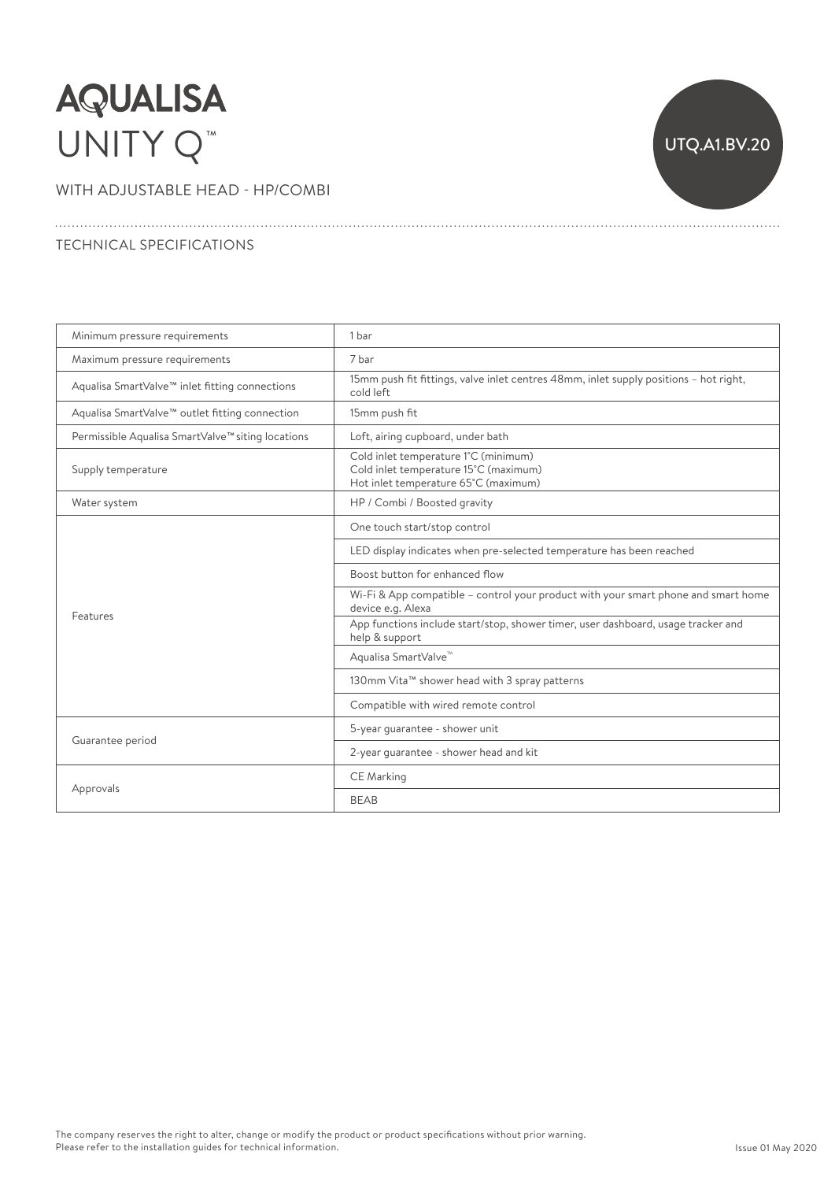# AQUALISA

# UNITY Q™

UTQ.A1.BV.20

WITH ADJUSTABLE HEAD - HP/COMBI

TECHNICAL SPECIFICATIONS

| | |
|---|---|
| Minimum pressure requirements | 1 bar |
| Maximum pressure requirements | 7 bar |
| Aqualisa SmartValve™ inlet fitting connections | 15mm push fit fittings, valve inlet centres 48mm, inlet supply positions – hot right, cold left |
| Aqualisa SmartValve™ outlet fitting connection | 15mm push fit |
| Permissible Aqualisa SmartValve™ siting locations | Loft, airing cupboard, under bath |
| Supply temperature | Cold inlet temperature 1°C (minimum)<br>Cold inlet temperature 15°C (maximum)<br>Hot inlet temperature 65°C (maximum) |
| Water system | HP / Combi / Boosted gravity |
| Features | One touch start/stop control |
| | LED display indicates when pre-selected temperature has been reached |
| | Boost button for enhanced flow |
| | Wi-Fi & App compatible – control your product with your smart phone and smart home device e.g. Alexa |
| | App functions include start/stop, shower timer, user dashboard, usage tracker and help & support |
| | Aqualisa SmartValve™ |
| | 130mm Vita™ shower head with 3 spray patterns |
| | Compatible with wired remote control |
| Guarantee period | 5-year guarantee - shower unit |
| | 2-year guarantee - shower head and kit |
| Approvals | CE Marking |
| | BEAB |

The company reserves the right to alter, change or modify the product or product specifications without prior warning.
Please refer to the installation guides for technical information.

Issue 01 May 2020